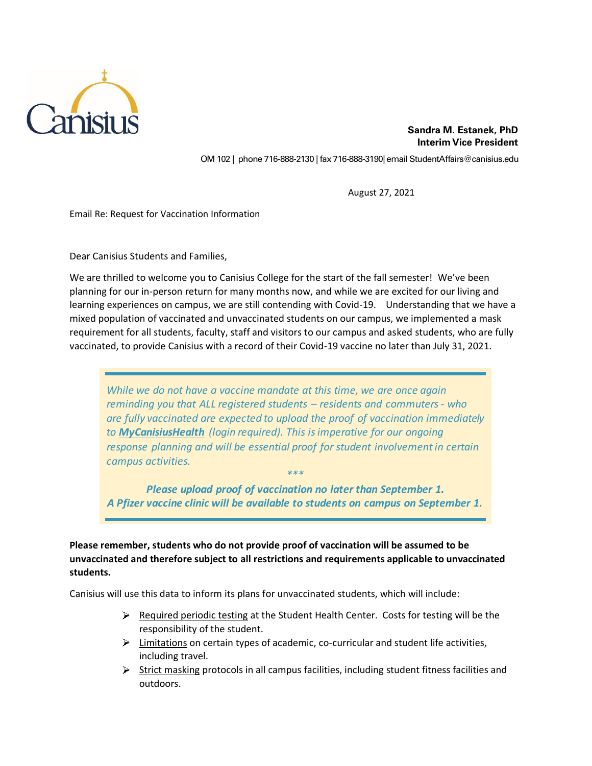Canisius

**Sandra M. Estanek, PhD**
**Interim Vice President**

OM 102 | phone 716-888-2130 | fax 716-888-3190| email StudentAffairs@canisius.edu

August 27, 2021

Email Re: Request for Vaccination Information

Dear Canisius Students and Families,

We are thrilled to welcome you to Canisius College for the start of the fall semester! We've been planning for our in-person return for many months now, and while we are excited for our living and learning experiences on campus, we are still contending with Covid-19. Understanding that we have a mixed population of vaccinated and unvaccinated students on our campus, we implemented a mask requirement for all students, faculty, staff and visitors to our campus and asked students, who are fully vaccinated, to provide Canisius with a record of their Covid-19 vaccine no later than July 31, 2021.

> *While we do not have a vaccine mandate at this time, we are once again reminding you that ALL registered students – residents and commuters - who are fully vaccinated are expected to upload the proof of vaccination immediately to **MyCanisiusHealth** (login required). This is imperative for our ongoing response planning and will be essential proof for student involvement in certain campus activities.*
>
> *\*\*\**
>
> ***Please upload proof of vaccination no later than September 1.***
> ***A Pfizer vaccine clinic will be available to students on campus on September 1.***

**Please remember, students who do not provide proof of vaccination will be assumed to be unvaccinated and therefore subject to all restrictions and requirements applicable to unvaccinated students.**

Canisius will use this data to inform its plans for unvaccinated students, which will include:

- Required periodic testing at the Student Health Center. Costs for testing will be the responsibility of the student.
- Limitations on certain types of academic, co-curricular and student life activities, including travel.
- Strict masking protocols in all campus facilities, including student fitness facilities and outdoors.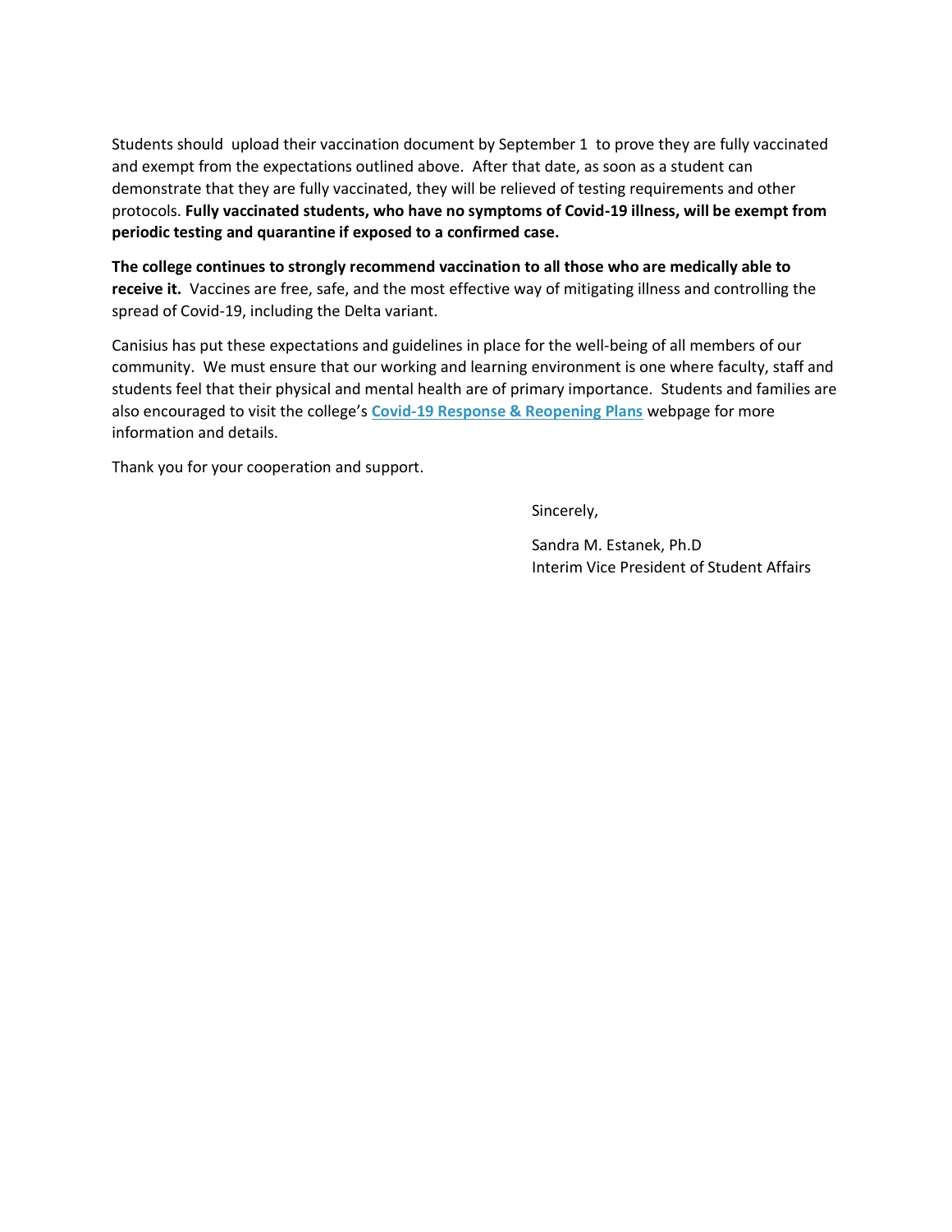Students should upload their vaccination document by September 1 to prove they are fully vaccinated and exempt from the expectations outlined above. After that date, as soon as a student can demonstrate that they are fully vaccinated, they will be relieved of testing requirements and other protocols. **Fully vaccinated students, who have no symptoms of Covid-19 illness, will be exempt from periodic testing and quarantine if exposed to a confirmed case.**

**The college continues to strongly recommend vaccination to all those who are medically able to receive it.** Vaccines are free, safe, and the most effective way of mitigating illness and controlling the spread of Covid-19, including the Delta variant.

Canisius has put these expectations and guidelines in place for the well-being of all members of our community. We must ensure that our working and learning environment is one where faculty, staff and students feel that their physical and mental health are of primary importance. Students and families are also encouraged to visit the college's **Covid-19 Response & Reopening Plans** webpage for more information and details.

Thank you for your cooperation and support.

Sincerely,

Sandra M. Estanek, Ph.D
Interim Vice President of Student Affairs